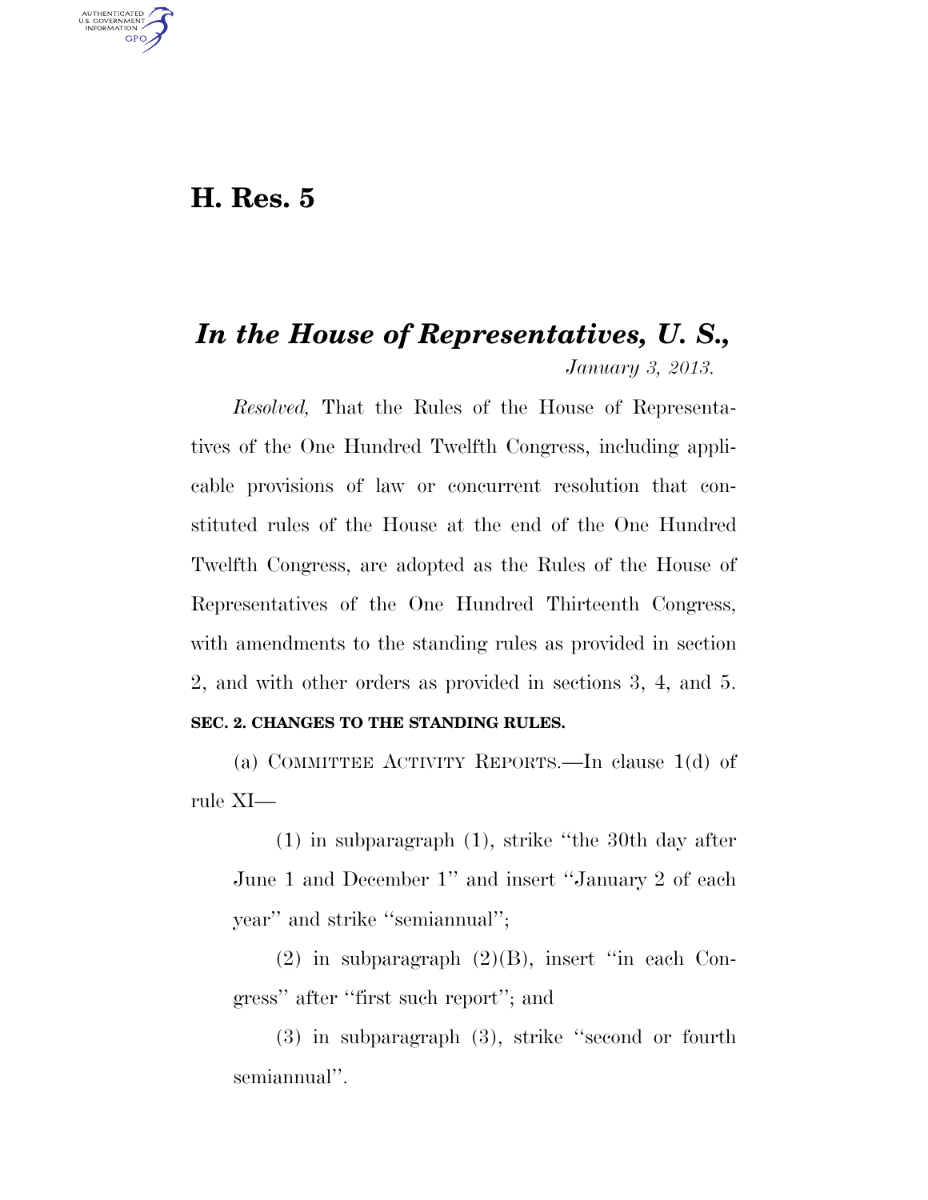# H. Res. 5

## *In the House of Representatives, U. S.,*

*January 3, 2013.*

*Resolved,* That the Rules of the House of Representatives of the One Hundred Twelfth Congress, including applicable provisions of law or concurrent resolution that constituted rules of the House at the end of the One Hundred Twelfth Congress, are adopted as the Rules of the House of Representatives of the One Hundred Thirteenth Congress, with amendments to the standing rules as provided in section 2, and with other orders as provided in sections 3, 4, and 5.

**SEC. 2. CHANGES TO THE STANDING RULES.**

(a) COMMITTEE ACTIVITY REPORTS.—In clause 1(d) of rule XI—

(1) in subparagraph (1), strike ''the 30th day after June 1 and December 1'' and insert ''January 2 of each year'' and strike ''semiannual'';

(2) in subparagraph (2)(B), insert ''in each Congress'' after ''first such report''; and

(3) in subparagraph (3), strike ''second or fourth semiannual''.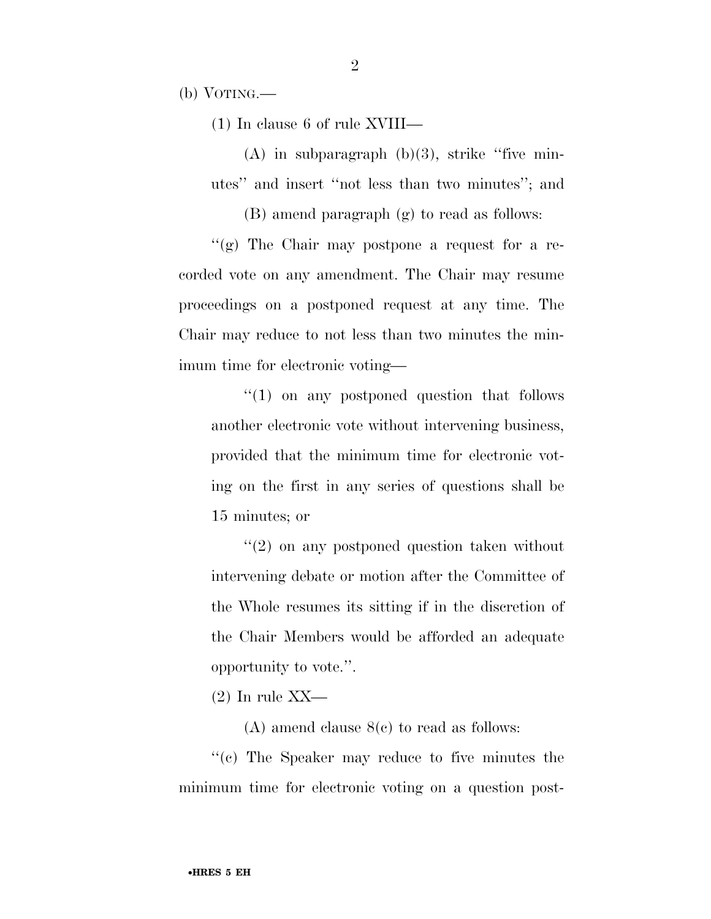(b) VOTING.—

(1) In clause 6 of rule XVIII—

(A) in subparagraph (b)(3), strike "five minutes" and insert "not less than two minutes"; and

(B) amend paragraph (g) to read as follows:

"(g) The Chair may postpone a request for a recorded vote on any amendment. The Chair may resume proceedings on a postponed request at any time. The Chair may reduce to not less than two minutes the minimum time for electronic voting—

"(1) on any postponed question that follows another electronic vote without intervening business, provided that the minimum time for electronic voting on the first in any series of questions shall be 15 minutes; or

"(2) on any postponed question taken without intervening debate or motion after the Committee of the Whole resumes its sitting if in the discretion of the Chair Members would be afforded an adequate opportunity to vote.".

(2) In rule XX—

(A) amend clause 8(c) to read as follows:

"(c) The Speaker may reduce to five minutes the minimum time for electronic voting on a question post-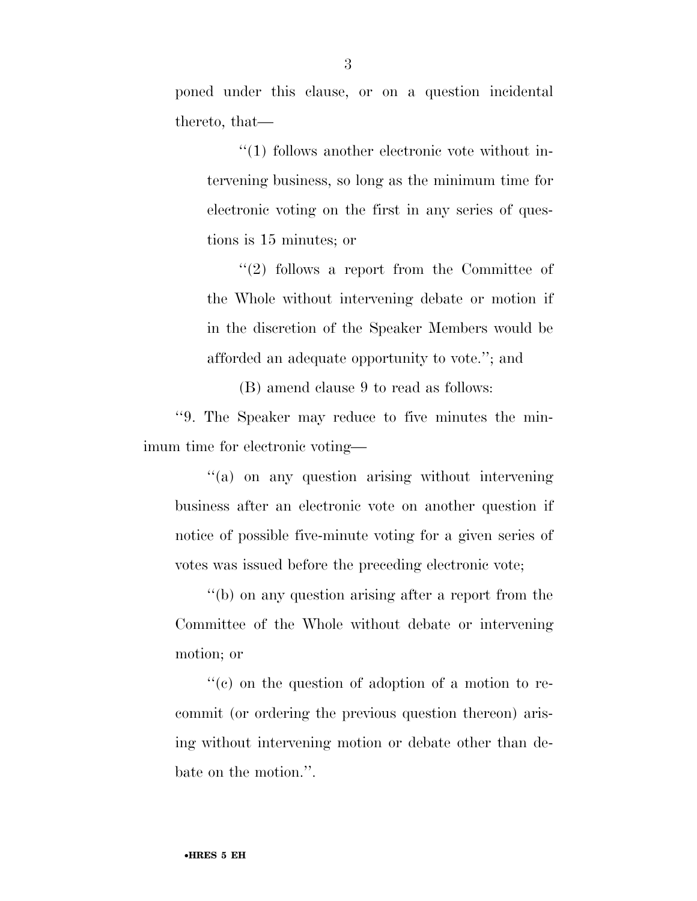poned under this clause, or on a question incidental thereto, that—

''(1) follows another electronic vote without intervening business, so long as the minimum time for electronic voting on the first in any series of questions is 15 minutes; or

''(2) follows a report from the Committee of the Whole without intervening debate or motion if in the discretion of the Speaker Members would be afforded an adequate opportunity to vote.''; and

(B) amend clause 9 to read as follows:

''9. The Speaker may reduce to five minutes the minimum time for electronic voting—

''(a) on any question arising without intervening business after an electronic vote on another question if notice of possible five-minute voting for a given series of votes was issued before the preceding electronic vote;

''(b) on any question arising after a report from the Committee of the Whole without debate or intervening motion; or

''(c) on the question of adoption of a motion to recommit (or ordering the previous question thereon) arising without intervening motion or debate other than debate on the motion.''.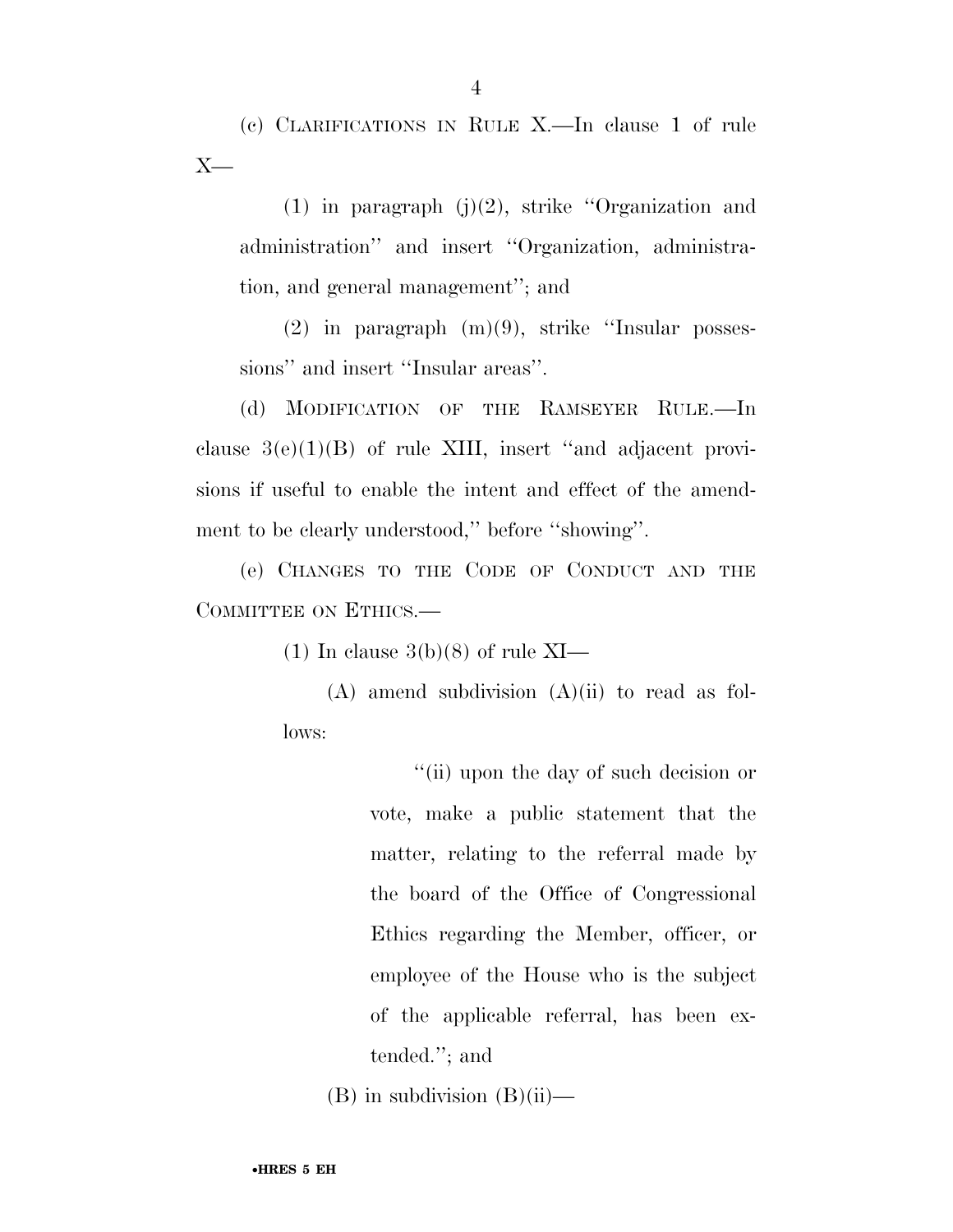(c) CLARIFICATIONS IN RULE X.—In clause 1 of rule X—

(1) in paragraph (j)(2), strike ''Organization and administration'' and insert ''Organization, administration, and general management''; and

(2) in paragraph (m)(9), strike ''Insular possessions'' and insert ''Insular areas''.

(d) MODIFICATION OF THE RAMSEYER RULE.—In clause 3(e)(1)(B) of rule XIII, insert ''and adjacent provisions if useful to enable the intent and effect of the amendment to be clearly understood,'' before ''showing''.

(e) CHANGES TO THE CODE OF CONDUCT AND THE COMMITTEE ON ETHICS.—

(1) In clause 3(b)(8) of rule XI—

(A) amend subdivision (A)(ii) to read as follows:

''(ii) upon the day of such decision or vote, make a public statement that the matter, relating to the referral made by the board of the Office of Congressional Ethics regarding the Member, officer, or employee of the House who is the subject of the applicable referral, has been extended.''; and

(B) in subdivision (B)(ii)—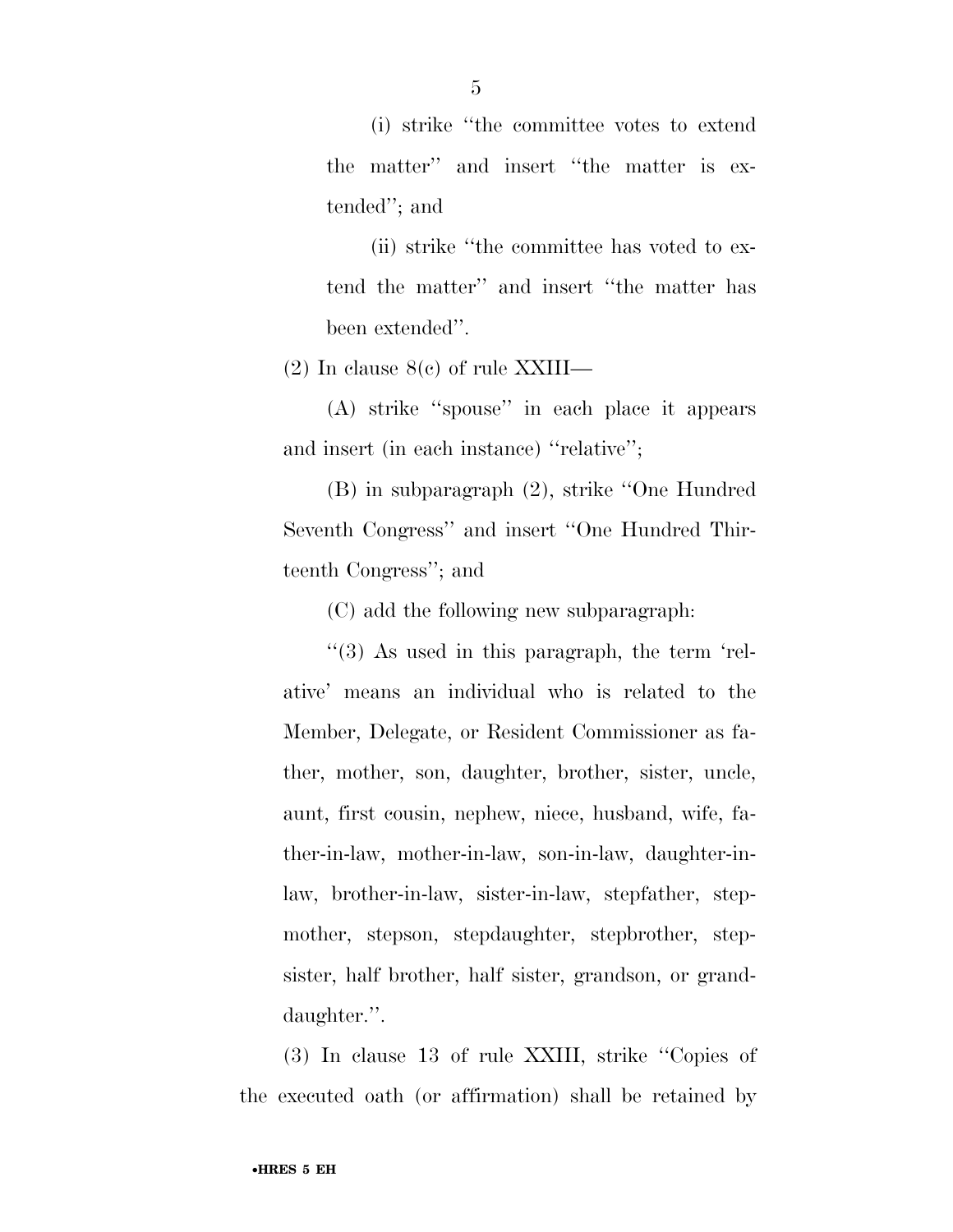(i) strike ''the committee votes to extend the matter'' and insert ''the matter is extended''; and

(ii) strike ''the committee has voted to extend the matter'' and insert ''the matter has been extended''.

(2) In clause 8(c) of rule XXIII—

(A) strike ''spouse'' in each place it appears and insert (in each instance) ''relative'';

(B) in subparagraph (2), strike ''One Hundred Seventh Congress'' and insert ''One Hundred Thirteenth Congress''; and

(C) add the following new subparagraph:

''(3) As used in this paragraph, the term 'relative' means an individual who is related to the Member, Delegate, or Resident Commissioner as father, mother, son, daughter, brother, sister, uncle, aunt, first cousin, nephew, niece, husband, wife, father-in-law, mother-in-law, son-in-law, daughter-in-law, brother-in-law, sister-in-law, stepfather, stepmother, stepson, stepdaughter, stepbrother, stepsister, half brother, half sister, grandson, or granddaughter.''.

(3) In clause 13 of rule XXIII, strike ''Copies of the executed oath (or affirmation) shall be retained by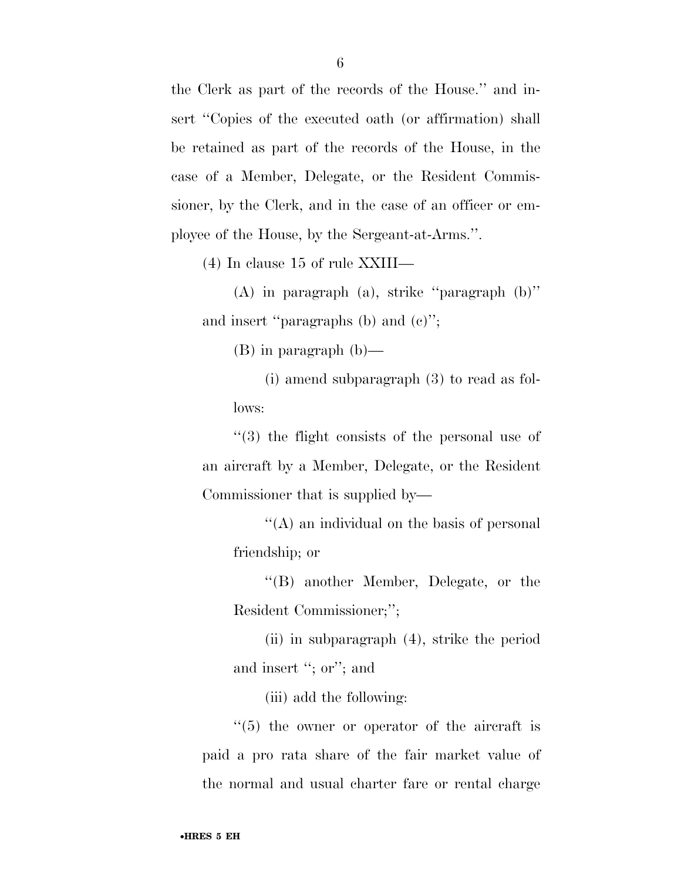the Clerk as part of the records of the House.'' and insert ''Copies of the executed oath (or affirmation) shall be retained as part of the records of the House, in the case of a Member, Delegate, or the Resident Commissioner, by the Clerk, and in the case of an officer or employee of the House, by the Sergeant-at-Arms.''.

(4) In clause 15 of rule XXIII—

(A) in paragraph (a), strike ''paragraph (b)'' and insert ''paragraphs (b) and (c)'';

(B) in paragraph (b)—

(i) amend subparagraph (3) to read as follows:

''(3) the flight consists of the personal use of an aircraft by a Member, Delegate, or the Resident Commissioner that is supplied by—

''(A) an individual on the basis of personal friendship; or

''(B) another Member, Delegate, or the Resident Commissioner;'';

(ii) in subparagraph (4), strike the period and insert ''; or''; and

(iii) add the following:

''(5) the owner or operator of the aircraft is paid a pro rata share of the fair market value of the normal and usual charter fare or rental charge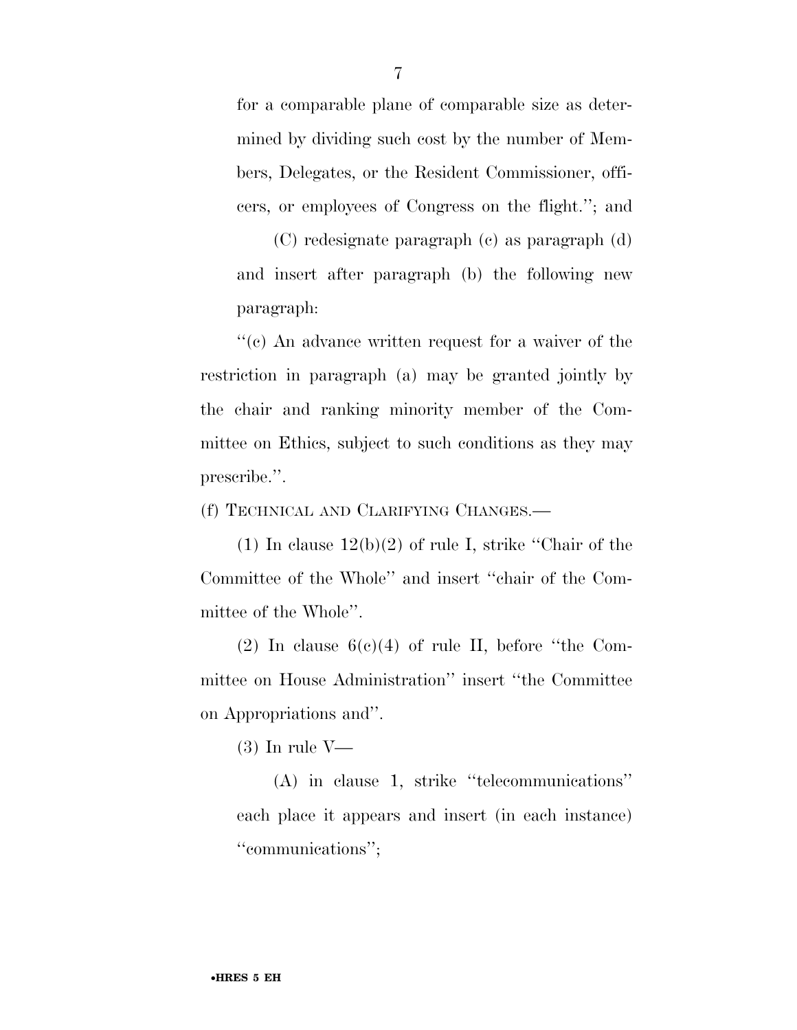for a comparable plane of comparable size as determined by dividing such cost by the number of Members, Delegates, or the Resident Commissioner, officers, or employees of Congress on the flight.''; and

(C) redesignate paragraph (c) as paragraph (d) and insert after paragraph (b) the following new paragraph:

''(c) An advance written request for a waiver of the restriction in paragraph (a) may be granted jointly by the chair and ranking minority member of the Committee on Ethics, subject to such conditions as they may prescribe.''.

(f) TECHNICAL AND CLARIFYING CHANGES.—

(1) In clause 12(b)(2) of rule I, strike ''Chair of the Committee of the Whole'' and insert ''chair of the Committee of the Whole''.

(2) In clause 6(c)(4) of rule II, before ''the Committee on House Administration'' insert ''the Committee on Appropriations and''.

(3) In rule V—

(A) in clause 1, strike ''telecommunications'' each place it appears and insert (in each instance) ''communications'';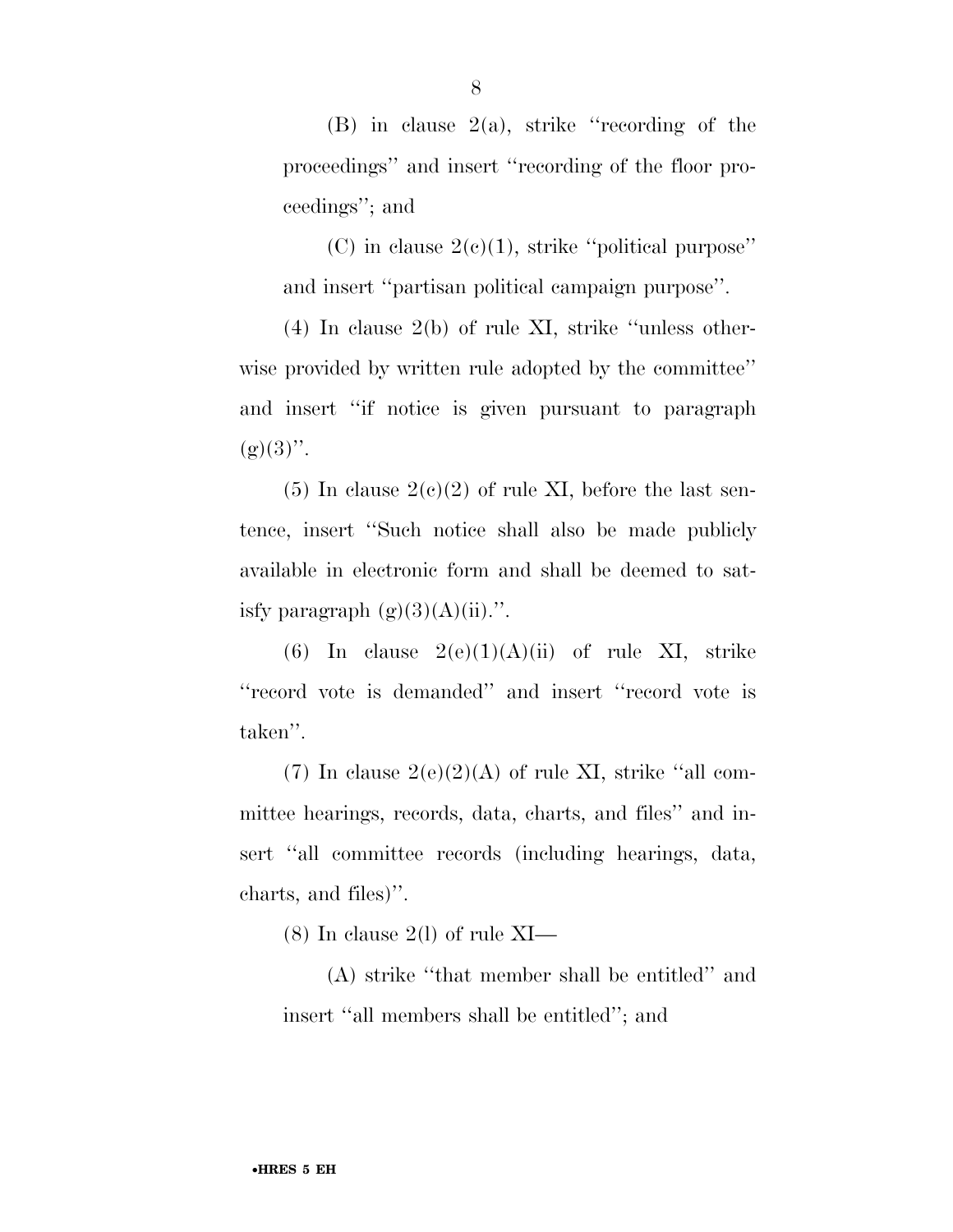(B) in clause 2(a), strike ''recording of the proceedings'' and insert ''recording of the floor proceedings''; and

(C) in clause 2(c)(1), strike ''political purpose'' and insert ''partisan political campaign purpose''.

(4) In clause 2(b) of rule XI, strike ''unless otherwise provided by written rule adopted by the committee'' and insert ''if notice is given pursuant to paragraph (g)(3)''.

(5) In clause 2(c)(2) of rule XI, before the last sentence, insert ''Such notice shall also be made publicly available in electronic form and shall be deemed to satisfy paragraph (g)(3)(A)(ii).''.

(6) In clause 2(e)(1)(A)(ii) of rule XI, strike ''record vote is demanded'' and insert ''record vote is taken''.

(7) In clause 2(e)(2)(A) of rule XI, strike ''all committee hearings, records, data, charts, and files'' and insert ''all committee records (including hearings, data, charts, and files)''.

(8) In clause 2(l) of rule XI—

(A) strike ''that member shall be entitled'' and insert ''all members shall be entitled''; and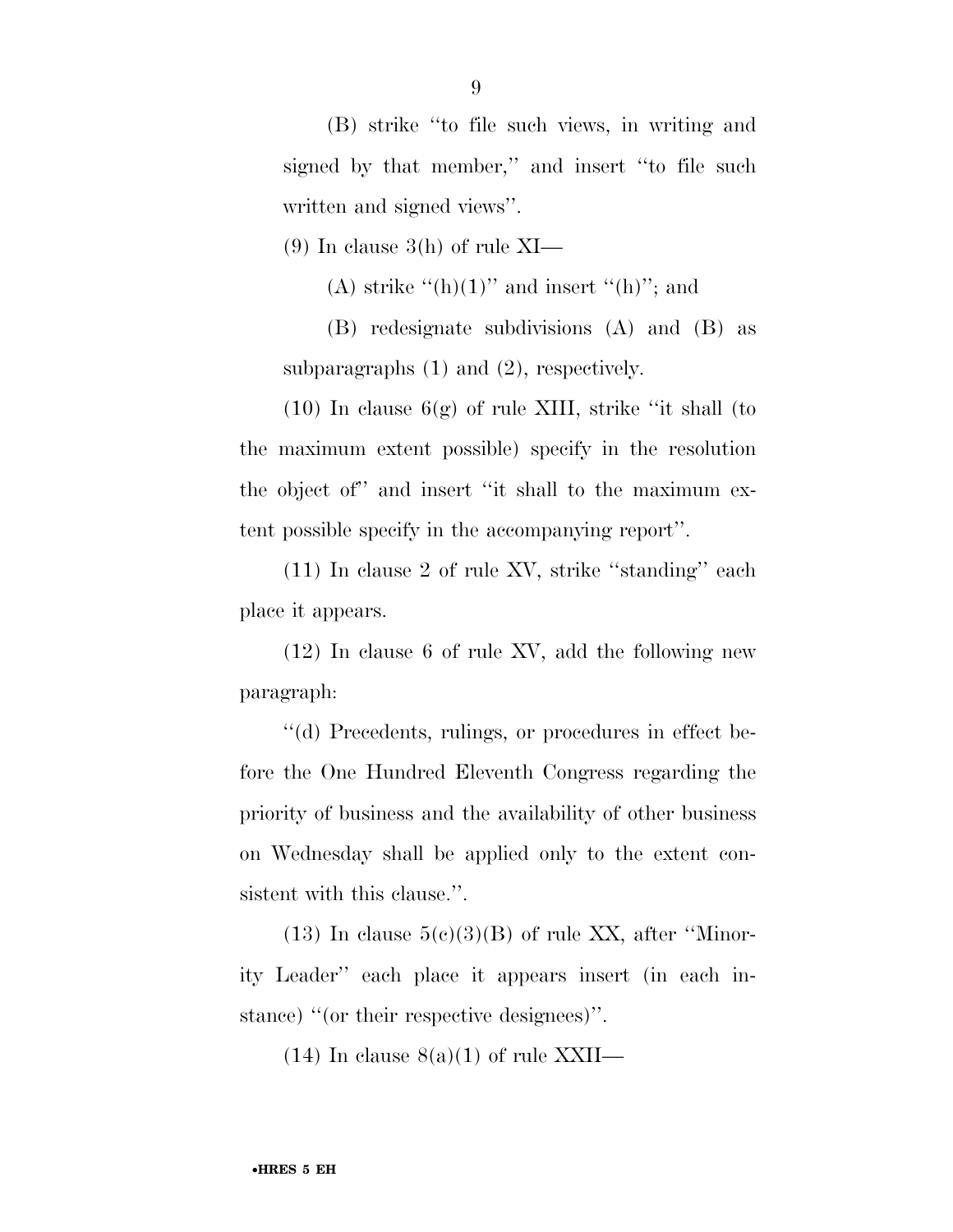(B) strike "to file such views, in writing and signed by that member," and insert "to file such written and signed views".

(9) In clause 3(h) of rule XI—

(A) strike "(h)(1)" and insert "(h)"; and

(B) redesignate subdivisions (A) and (B) as subparagraphs (1) and (2), respectively.

(10) In clause 6(g) of rule XIII, strike "it shall (to the maximum extent possible) specify in the resolution the object of" and insert "it shall to the maximum extent possible specify in the accompanying report".

(11) In clause 2 of rule XV, strike "standing" each place it appears.

(12) In clause 6 of rule XV, add the following new paragraph:

"(d) Precedents, rulings, or procedures in effect before the One Hundred Eleventh Congress regarding the priority of business and the availability of other business on Wednesday shall be applied only to the extent consistent with this clause.".

(13) In clause 5(c)(3)(B) of rule XX, after "Minority Leader" each place it appears insert (in each instance) "(or their respective designees)".

(14) In clause 8(a)(1) of rule XXII—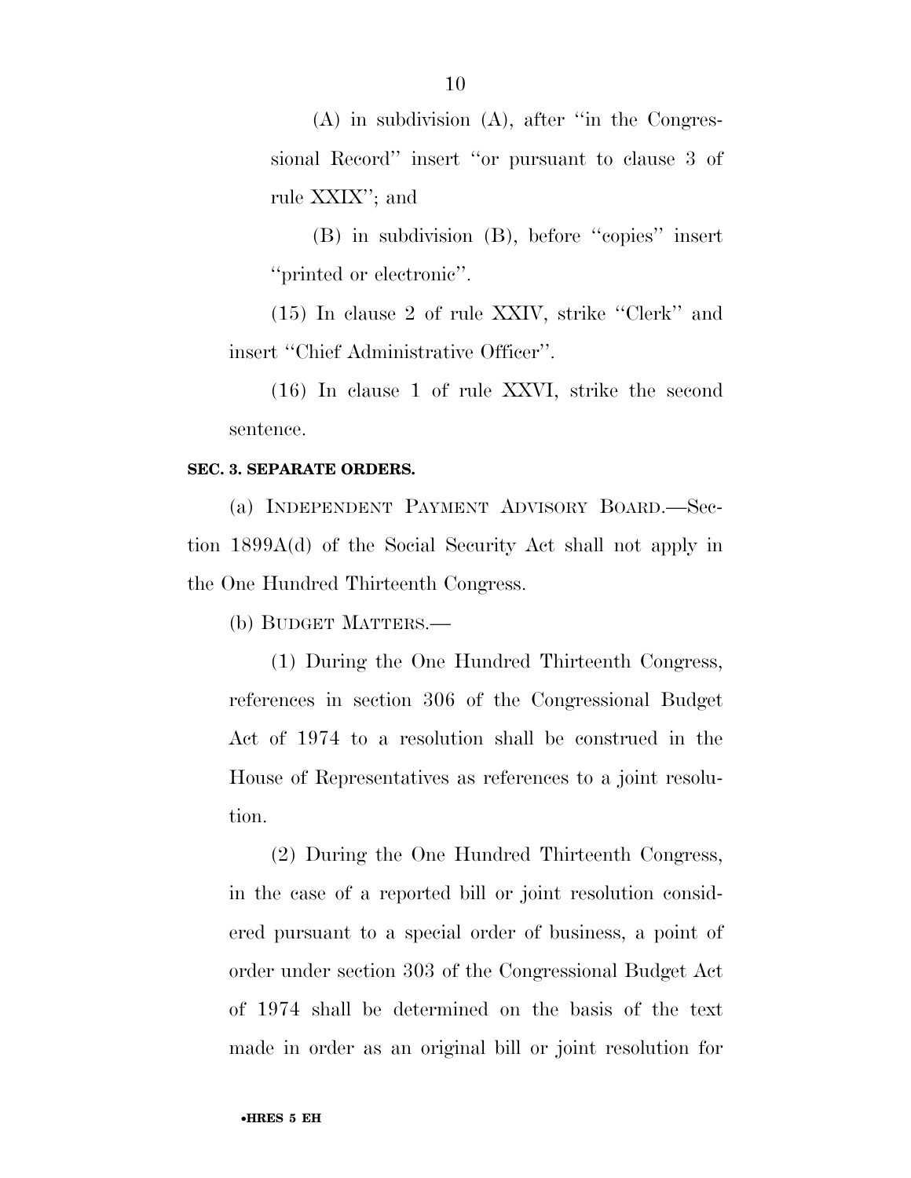(A) in subdivision (A), after ''in the Congressional Record'' insert ''or pursuant to clause 3 of rule XXIX''; and

(B) in subdivision (B), before ''copies'' insert ''printed or electronic''.

(15) In clause 2 of rule XXIV, strike ''Clerk'' and insert ''Chief Administrative Officer''.

(16) In clause 1 of rule XXVI, strike the second sentence.

**SEC. 3. SEPARATE ORDERS.**

(a) INDEPENDENT PAYMENT ADVISORY BOARD.—Section 1899A(d) of the Social Security Act shall not apply in the One Hundred Thirteenth Congress.

(b) BUDGET MATTERS.—

(1) During the One Hundred Thirteenth Congress, references in section 306 of the Congressional Budget Act of 1974 to a resolution shall be construed in the House of Representatives as references to a joint resolution.

(2) During the One Hundred Thirteenth Congress, in the case of a reported bill or joint resolution considered pursuant to a special order of business, a point of order under section 303 of the Congressional Budget Act of 1974 shall be determined on the basis of the text made in order as an original bill or joint resolution for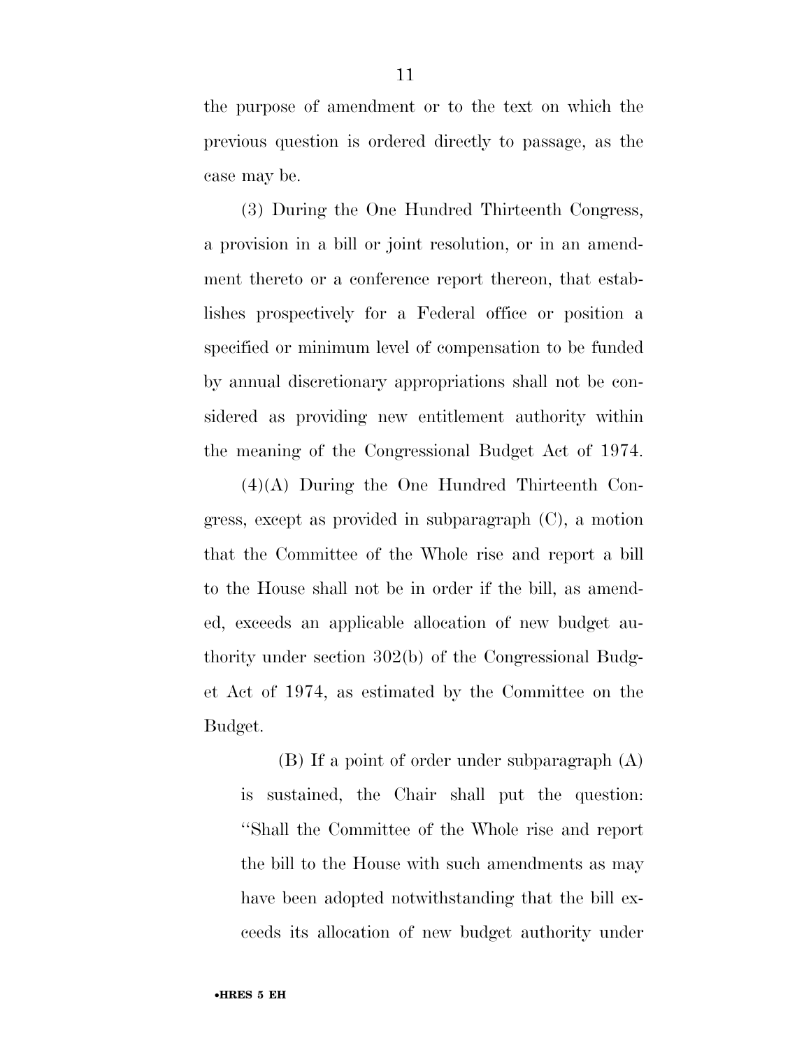the purpose of amendment or to the text on which the previous question is ordered directly to passage, as the case may be.

(3) During the One Hundred Thirteenth Congress, a provision in a bill or joint resolution, or in an amendment thereto or a conference report thereon, that establishes prospectively for a Federal office or position a specified or minimum level of compensation to be funded by annual discretionary appropriations shall not be considered as providing new entitlement authority within the meaning of the Congressional Budget Act of 1974.

(4)(A) During the One Hundred Thirteenth Congress, except as provided in subparagraph (C), a motion that the Committee of the Whole rise and report a bill to the House shall not be in order if the bill, as amended, exceeds an applicable allocation of new budget authority under section 302(b) of the Congressional Budget Act of 1974, as estimated by the Committee on the Budget.

(B) If a point of order under subparagraph (A) is sustained, the Chair shall put the question: "Shall the Committee of the Whole rise and report the bill to the House with such amendments as may have been adopted notwithstanding that the bill exceeds its allocation of new budget authority under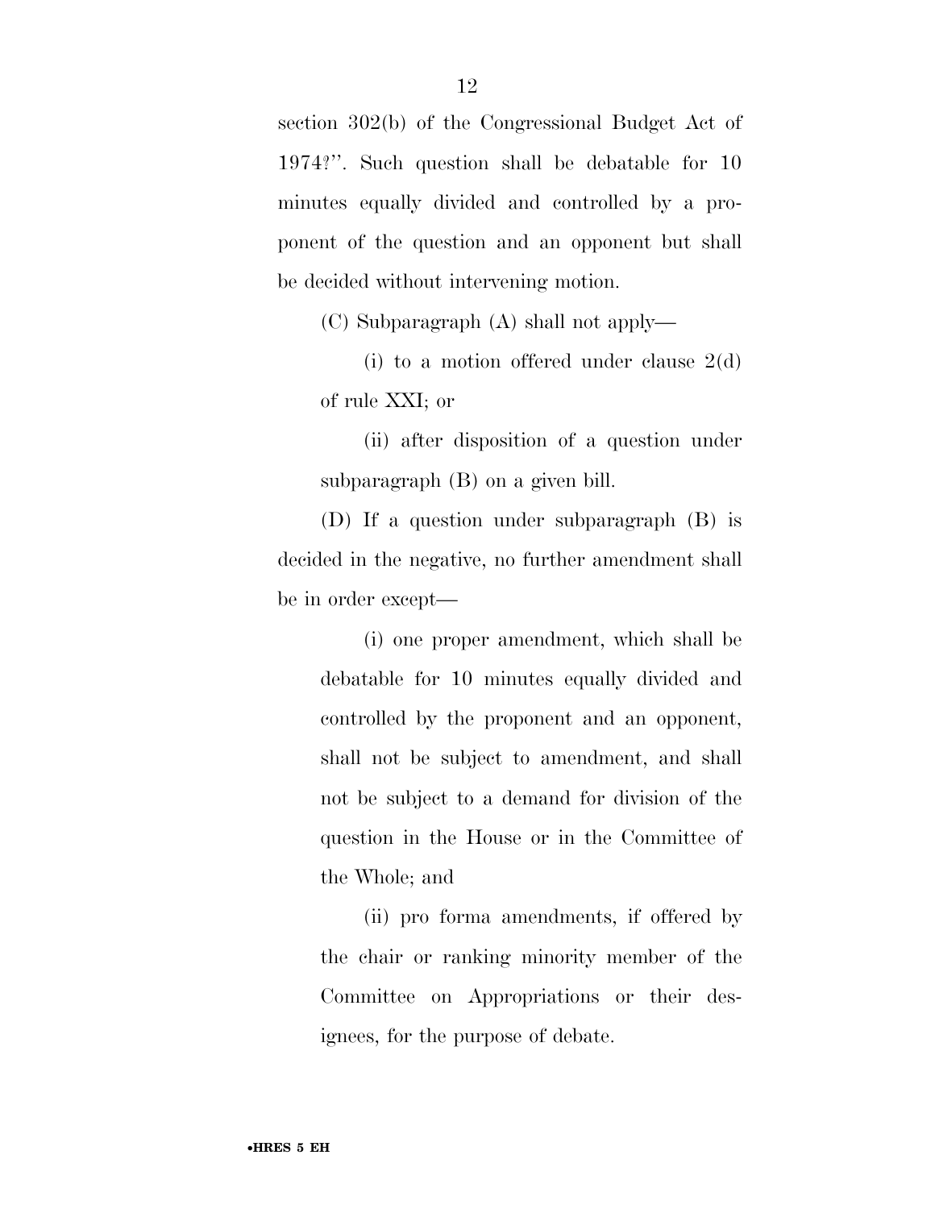section 302(b) of the Congressional Budget Act of 1974?''. Such question shall be debatable for 10 minutes equally divided and controlled by a proponent of the question and an opponent but shall be decided without intervening motion.

(C) Subparagraph (A) shall not apply—

(i) to a motion offered under clause 2(d) of rule XXI; or

(ii) after disposition of a question under subparagraph (B) on a given bill.

(D) If a question under subparagraph (B) is decided in the negative, no further amendment shall be in order except—

(i) one proper amendment, which shall be debatable for 10 minutes equally divided and controlled by the proponent and an opponent, shall not be subject to amendment, and shall not be subject to a demand for division of the question in the House or in the Committee of the Whole; and

(ii) pro forma amendments, if offered by the chair or ranking minority member of the Committee on Appropriations or their designees, for the purpose of debate.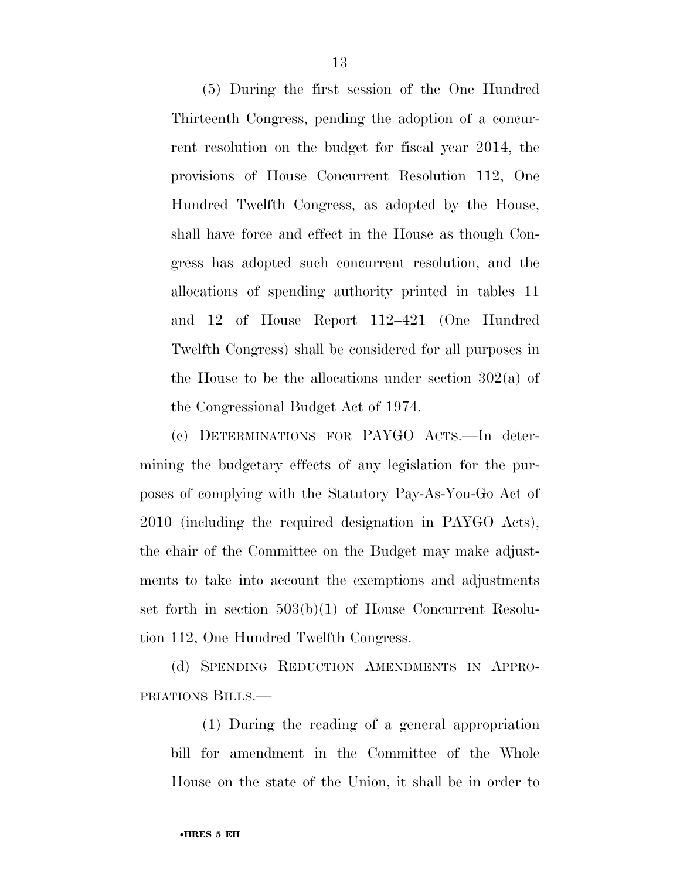(5) During the first session of the One Hundred Thirteenth Congress, pending the adoption of a concurrent resolution on the budget for fiscal year 2014, the provisions of House Concurrent Resolution 112, One Hundred Twelfth Congress, as adopted by the House, shall have force and effect in the House as though Congress has adopted such concurrent resolution, and the allocations of spending authority printed in tables 11 and 12 of House Report 112–421 (One Hundred Twelfth Congress) shall be considered for all purposes in the House to be the allocations under section 302(a) of the Congressional Budget Act of 1974.

(c) DETERMINATIONS FOR PAYGO ACTS.—In determining the budgetary effects of any legislation for the purposes of complying with the Statutory Pay-As-You-Go Act of 2010 (including the required designation in PAYGO Acts), the chair of the Committee on the Budget may make adjustments to take into account the exemptions and adjustments set forth in section 503(b)(1) of House Concurrent Resolution 112, One Hundred Twelfth Congress.

(d) SPENDING REDUCTION AMENDMENTS IN APPROPRIATIONS BILLS.—

(1) During the reading of a general appropriation bill for amendment in the Committee of the Whole House on the state of the Union, it shall be in order to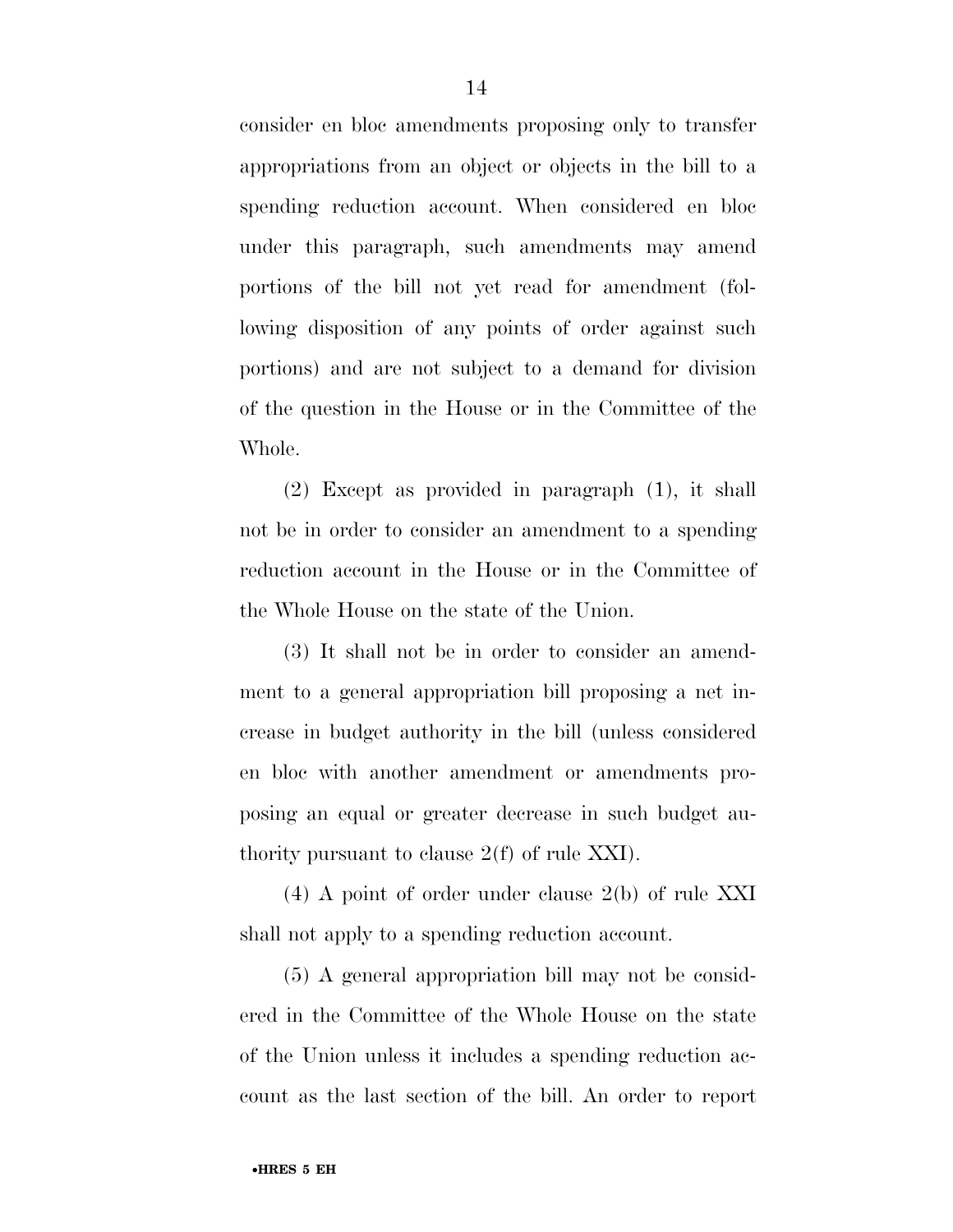consider en bloc amendments proposing only to transfer appropriations from an object or objects in the bill to a spending reduction account. When considered en bloc under this paragraph, such amendments may amend portions of the bill not yet read for amendment (following disposition of any points of order against such portions) and are not subject to a demand for division of the question in the House or in the Committee of the Whole.

(2) Except as provided in paragraph (1), it shall not be in order to consider an amendment to a spending reduction account in the House or in the Committee of the Whole House on the state of the Union.

(3) It shall not be in order to consider an amendment to a general appropriation bill proposing a net increase in budget authority in the bill (unless considered en bloc with another amendment or amendments proposing an equal or greater decrease in such budget authority pursuant to clause 2(f) of rule XXI).

(4) A point of order under clause 2(b) of rule XXI shall not apply to a spending reduction account.

(5) A general appropriation bill may not be considered in the Committee of the Whole House on the state of the Union unless it includes a spending reduction account as the last section of the bill. An order to report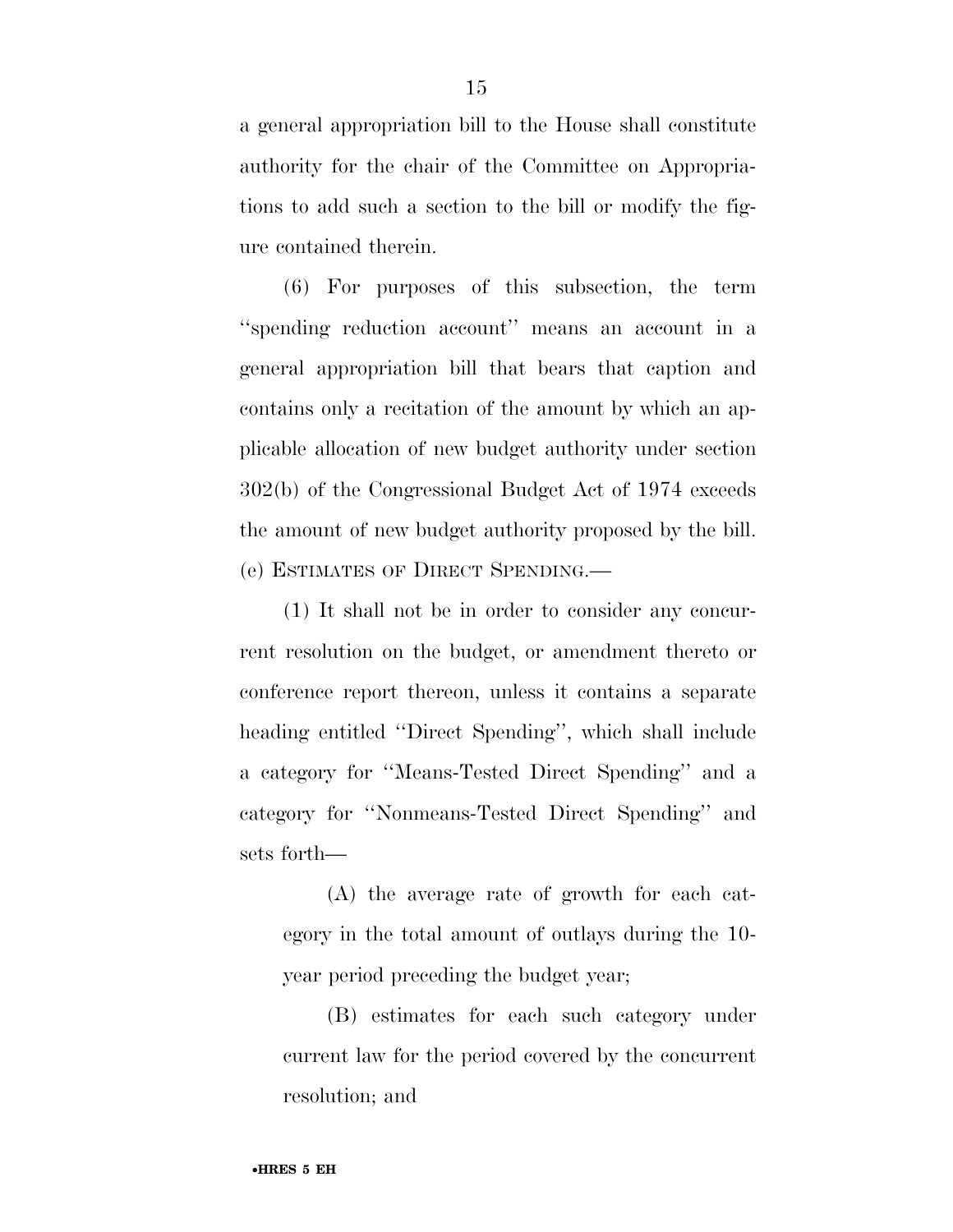a general appropriation bill to the House shall constitute authority for the chair of the Committee on Appropriations to add such a section to the bill or modify the figure contained therein.

(6) For purposes of this subsection, the term ''spending reduction account'' means an account in a general appropriation bill that bears that caption and contains only a recitation of the amount by which an applicable allocation of new budget authority under section 302(b) of the Congressional Budget Act of 1974 exceeds the amount of new budget authority proposed by the bill.

(e) ESTIMATES OF DIRECT SPENDING.—

(1) It shall not be in order to consider any concurrent resolution on the budget, or amendment thereto or conference report thereon, unless it contains a separate heading entitled ''Direct Spending'', which shall include a category for ''Means-Tested Direct Spending'' and a category for ''Nonmeans-Tested Direct Spending'' and sets forth—

(A) the average rate of growth for each category in the total amount of outlays during the 10-year period preceding the budget year;

(B) estimates for each such category under current law for the period covered by the concurrent resolution; and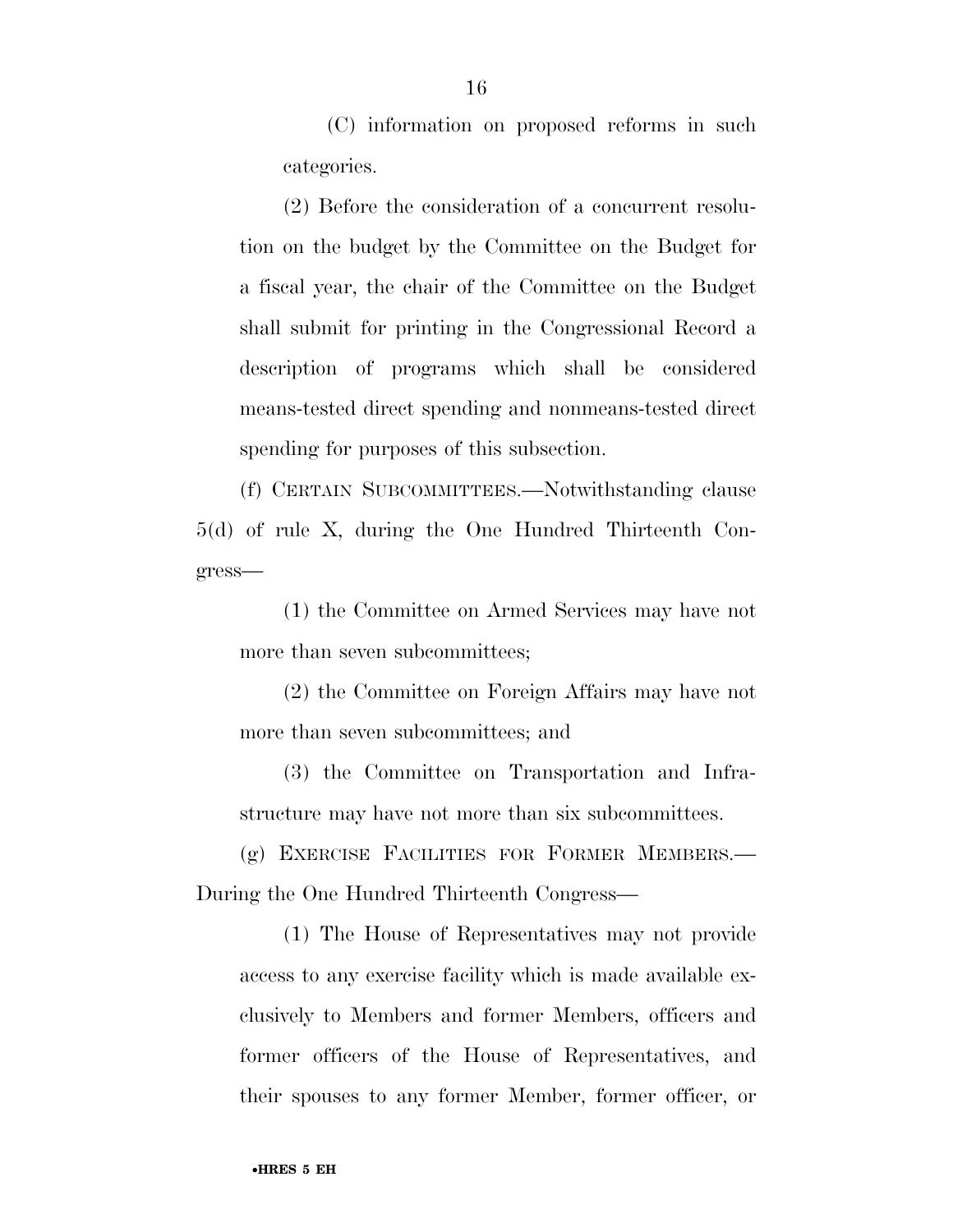(C) information on proposed reforms in such categories.

(2) Before the consideration of a concurrent resolution on the budget by the Committee on the Budget for a fiscal year, the chair of the Committee on the Budget shall submit for printing in the Congressional Record a description of programs which shall be considered means-tested direct spending and nonmeans-tested direct spending for purposes of this subsection.

(f) CERTAIN SUBCOMMITTEES.—Notwithstanding clause 5(d) of rule X, during the One Hundred Thirteenth Congress—

(1) the Committee on Armed Services may have not more than seven subcommittees;

(2) the Committee on Foreign Affairs may have not more than seven subcommittees; and

(3) the Committee on Transportation and Infrastructure may have not more than six subcommittees.

(g) EXERCISE FACILITIES FOR FORMER MEMBERS.—During the One Hundred Thirteenth Congress—

(1) The House of Representatives may not provide access to any exercise facility which is made available exclusively to Members and former Members, officers and former officers of the House of Representatives, and their spouses to any former Member, former officer, or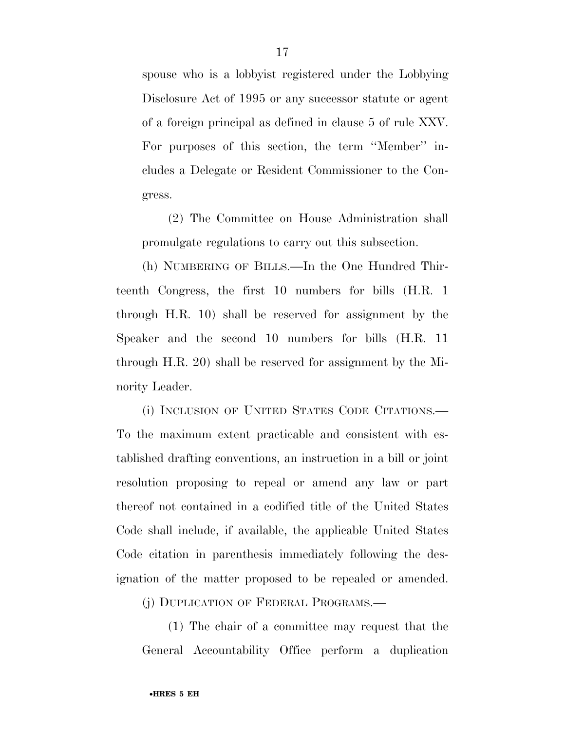spouse who is a lobbyist registered under the Lobbying Disclosure Act of 1995 or any successor statute or agent of a foreign principal as defined in clause 5 of rule XXV. For purposes of this section, the term ''Member'' includes a Delegate or Resident Commissioner to the Congress.

(2) The Committee on House Administration shall promulgate regulations to carry out this subsection.

(h) NUMBERING OF BILLS.—In the One Hundred Thirteenth Congress, the first 10 numbers for bills (H.R. 1 through H.R. 10) shall be reserved for assignment by the Speaker and the second 10 numbers for bills (H.R. 11 through H.R. 20) shall be reserved for assignment by the Minority Leader.

(i) INCLUSION OF UNITED STATES CODE CITATIONS.— To the maximum extent practicable and consistent with established drafting conventions, an instruction in a bill or joint resolution proposing to repeal or amend any law or part thereof not contained in a codified title of the United States Code shall include, if available, the applicable United States Code citation in parenthesis immediately following the designation of the matter proposed to be repealed or amended.

(j) DUPLICATION OF FEDERAL PROGRAMS.—

(1) The chair of a committee may request that the General Accountability Office perform a duplication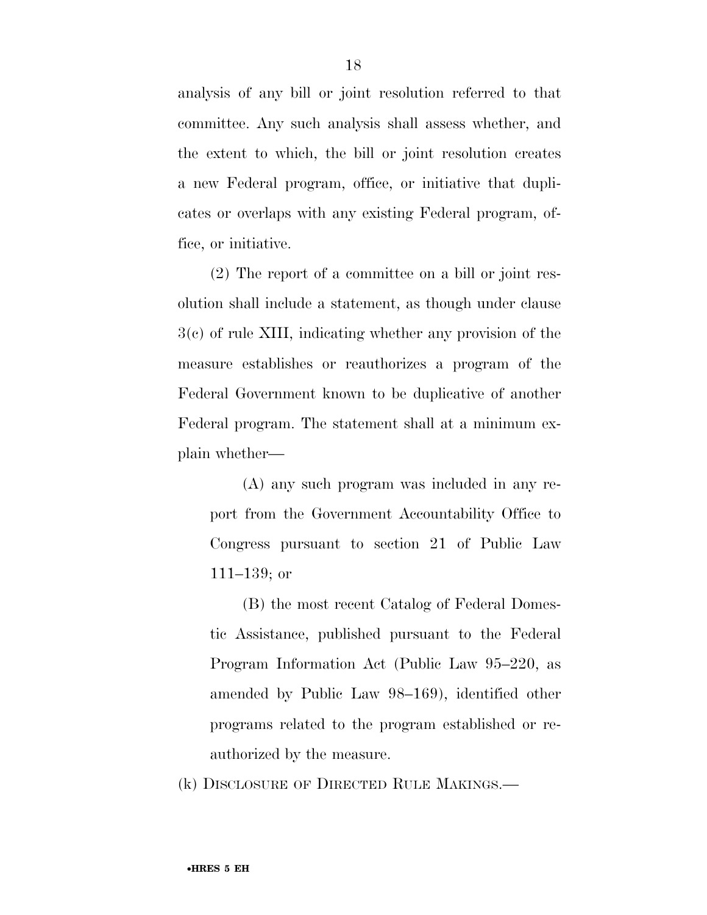analysis of any bill or joint resolution referred to that committee. Any such analysis shall assess whether, and the extent to which, the bill or joint resolution creates a new Federal program, office, or initiative that duplicates or overlaps with any existing Federal program, office, or initiative.

(2) The report of a committee on a bill or joint resolution shall include a statement, as though under clause 3(c) of rule XIII, indicating whether any provision of the measure establishes or reauthorizes a program of the Federal Government known to be duplicative of another Federal program. The statement shall at a minimum explain whether—

(A) any such program was included in any report from the Government Accountability Office to Congress pursuant to section 21 of Public Law 111–139; or

(B) the most recent Catalog of Federal Domestic Assistance, published pursuant to the Federal Program Information Act (Public Law 95–220, as amended by Public Law 98–169), identified other programs related to the program established or reauthorized by the measure.

(k) DISCLOSURE OF DIRECTED RULE MAKINGS.—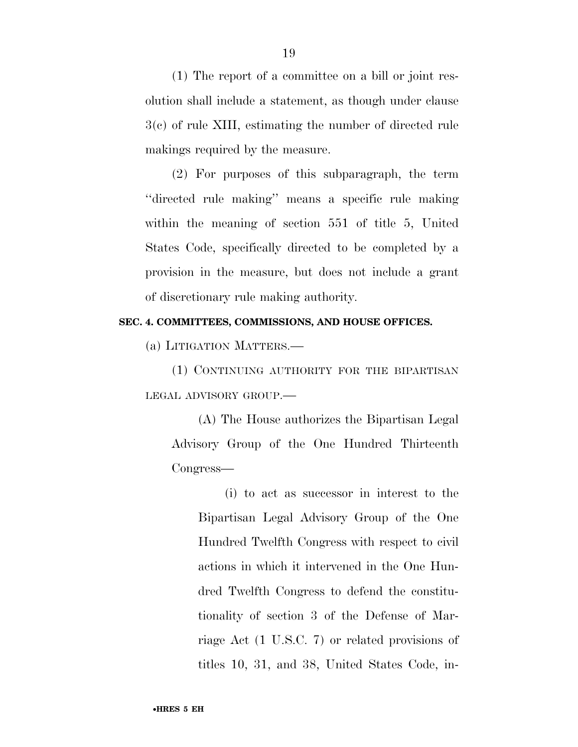(1) The report of a committee on a bill or joint resolution shall include a statement, as though under clause 3(c) of rule XIII, estimating the number of directed rule makings required by the measure.

(2) For purposes of this subparagraph, the term ''directed rule making'' means a specific rule making within the meaning of section 551 of title 5, United States Code, specifically directed to be completed by a provision in the measure, but does not include a grant of discretionary rule making authority.

**SEC. 4. COMMITTEES, COMMISSIONS, AND HOUSE OFFICES.**

(a) LITIGATION MATTERS.—

(1) CONTINUING AUTHORITY FOR THE BIPARTISAN LEGAL ADVISORY GROUP.—

(A) The House authorizes the Bipartisan Legal Advisory Group of the One Hundred Thirteenth Congress—

(i) to act as successor in interest to the Bipartisan Legal Advisory Group of the One Hundred Twelfth Congress with respect to civil actions in which it intervened in the One Hundred Twelfth Congress to defend the constitutionality of section 3 of the Defense of Marriage Act (1 U.S.C. 7) or related provisions of titles 10, 31, and 38, United States Code, in-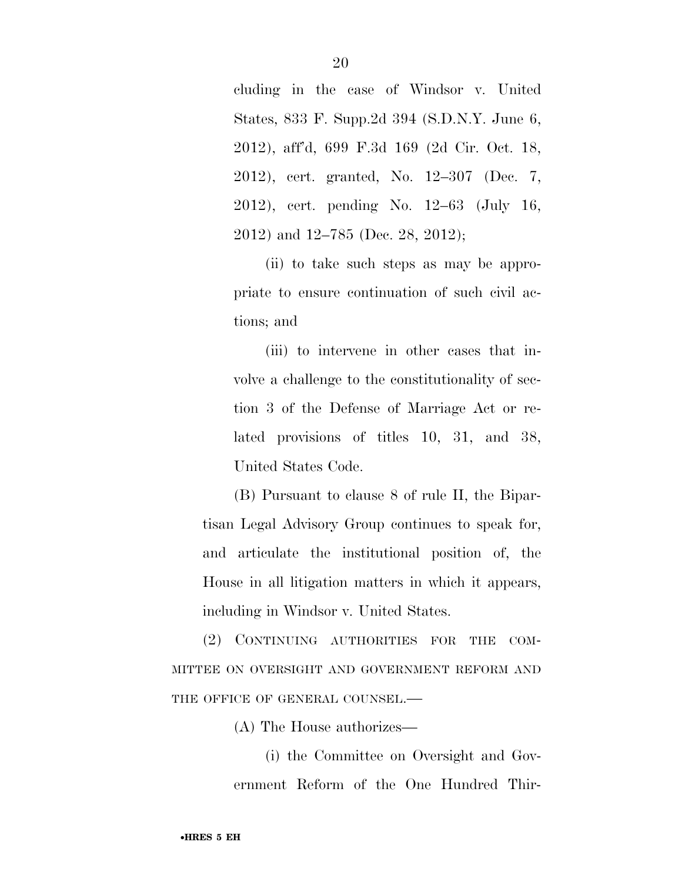cluding in the case of Windsor v. United States, 833 F. Supp.2d 394 (S.D.N.Y. June 6, 2012), aff'd, 699 F.3d 169 (2d Cir. Oct. 18, 2012), cert. granted, No. 12–307 (Dec. 7, 2012), cert. pending No. 12–63 (July 16, 2012) and 12–785 (Dec. 28, 2012);

(ii) to take such steps as may be appropriate to ensure continuation of such civil actions; and

(iii) to intervene in other cases that involve a challenge to the constitutionality of section 3 of the Defense of Marriage Act or related provisions of titles 10, 31, and 38, United States Code.

(B) Pursuant to clause 8 of rule II, the Bipartisan Legal Advisory Group continues to speak for, and articulate the institutional position of, the House in all litigation matters in which it appears, including in Windsor v. United States.

(2) CONTINUING AUTHORITIES FOR THE COMMITTEE ON OVERSIGHT AND GOVERNMENT REFORM AND THE OFFICE OF GENERAL COUNSEL.—

(A) The House authorizes—

(i) the Committee on Oversight and Government Reform of the One Hundred Thir-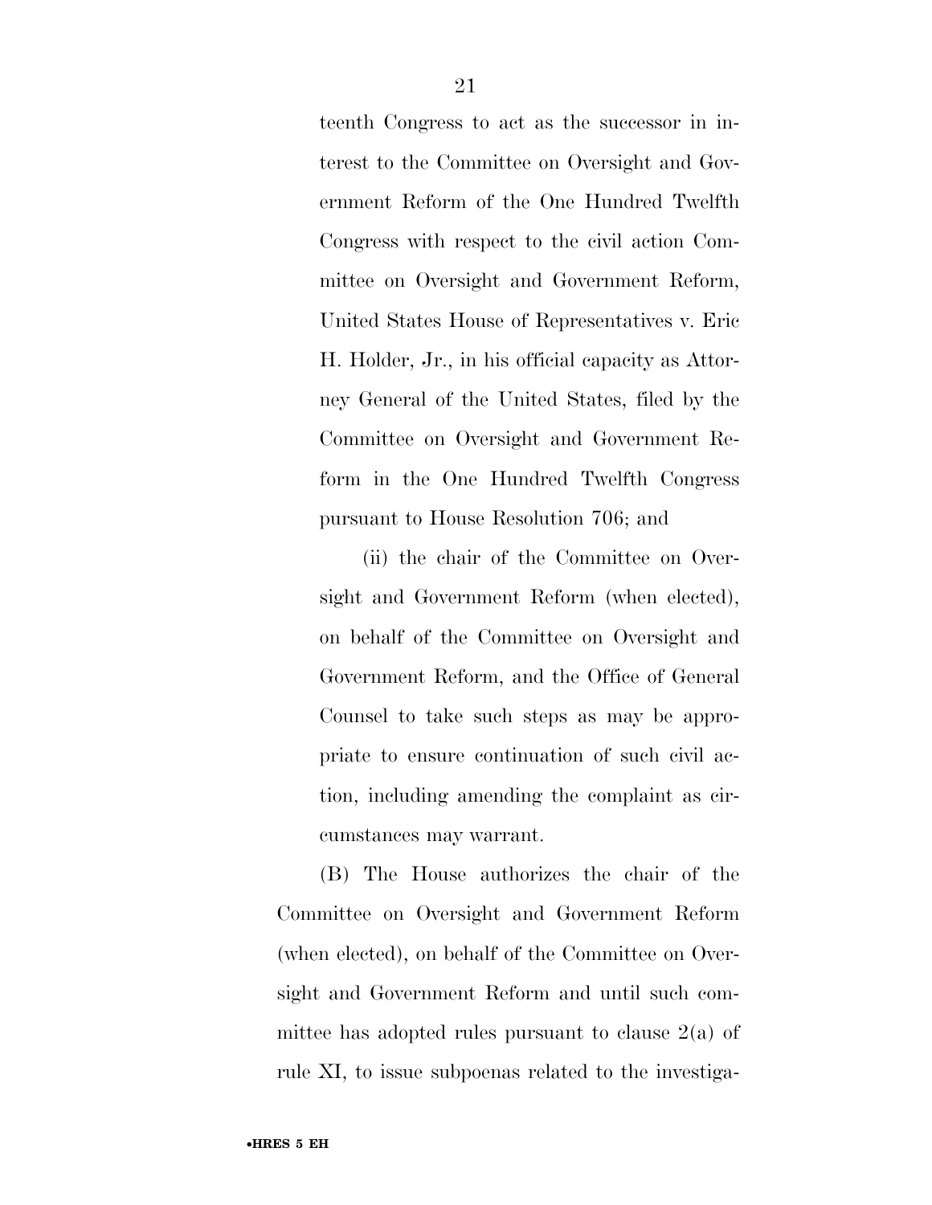teenth Congress to act as the successor in interest to the Committee on Oversight and Government Reform of the One Hundred Twelfth Congress with respect to the civil action Committee on Oversight and Government Reform, United States House of Representatives v. Eric H. Holder, Jr., in his official capacity as Attorney General of the United States, filed by the Committee on Oversight and Government Reform in the One Hundred Twelfth Congress pursuant to House Resolution 706; and

(ii) the chair of the Committee on Oversight and Government Reform (when elected), on behalf of the Committee on Oversight and Government Reform, and the Office of General Counsel to take such steps as may be appropriate to ensure continuation of such civil action, including amending the complaint as circumstances may warrant.

(B) The House authorizes the chair of the Committee on Oversight and Government Reform (when elected), on behalf of the Committee on Oversight and Government Reform and until such committee has adopted rules pursuant to clause 2(a) of rule XI, to issue subpoenas related to the investiga-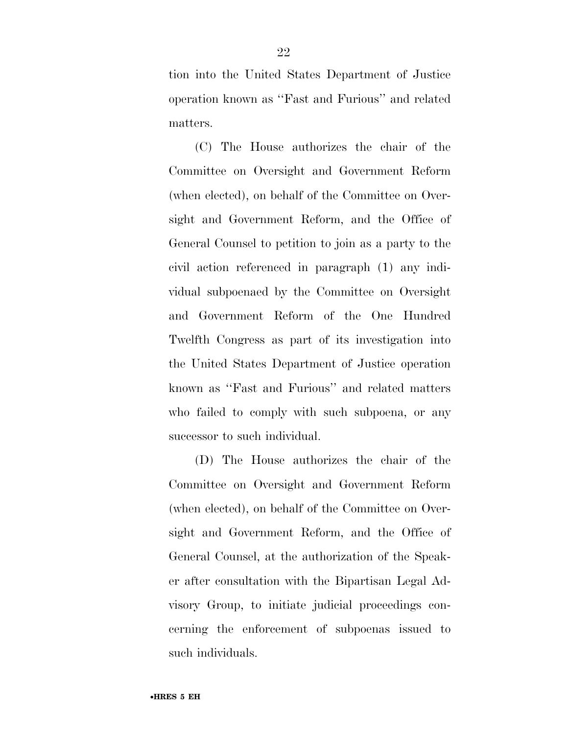tion into the United States Department of Justice operation known as ''Fast and Furious'' and related matters.

(C) The House authorizes the chair of the Committee on Oversight and Government Reform (when elected), on behalf of the Committee on Oversight and Government Reform, and the Office of General Counsel to petition to join as a party to the civil action referenced in paragraph (1) any individual subpoenaed by the Committee on Oversight and Government Reform of the One Hundred Twelfth Congress as part of its investigation into the United States Department of Justice operation known as ''Fast and Furious'' and related matters who failed to comply with such subpoena, or any successor to such individual.

(D) The House authorizes the chair of the Committee on Oversight and Government Reform (when elected), on behalf of the Committee on Oversight and Government Reform, and the Office of General Counsel, at the authorization of the Speaker after consultation with the Bipartisan Legal Advisory Group, to initiate judicial proceedings concerning the enforcement of subpoenas issued to such individuals.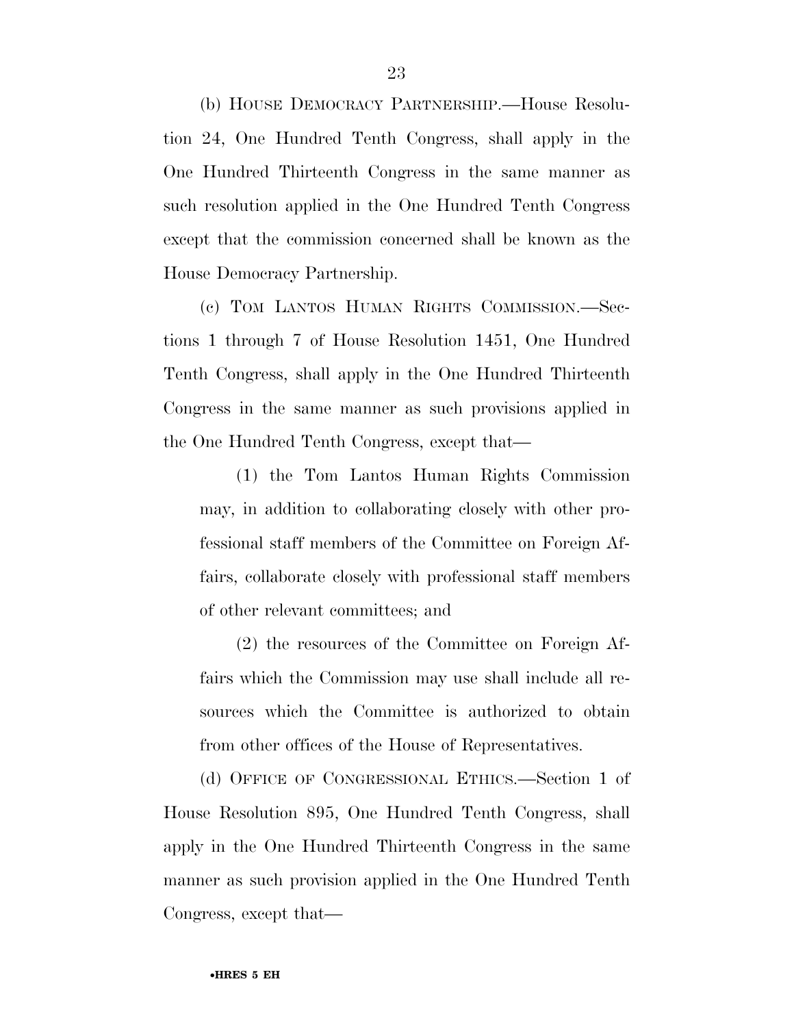(b) HOUSE DEMOCRACY PARTNERSHIP.—House Resolution 24, One Hundred Tenth Congress, shall apply in the One Hundred Thirteenth Congress in the same manner as such resolution applied in the One Hundred Tenth Congress except that the commission concerned shall be known as the House Democracy Partnership.

(c) TOM LANTOS HUMAN RIGHTS COMMISSION.—Sections 1 through 7 of House Resolution 1451, One Hundred Tenth Congress, shall apply in the One Hundred Thirteenth Congress in the same manner as such provisions applied in the One Hundred Tenth Congress, except that—

(1) the Tom Lantos Human Rights Commission may, in addition to collaborating closely with other professional staff members of the Committee on Foreign Affairs, collaborate closely with professional staff members of other relevant committees; and

(2) the resources of the Committee on Foreign Affairs which the Commission may use shall include all resources which the Committee is authorized to obtain from other offices of the House of Representatives.

(d) OFFICE OF CONGRESSIONAL ETHICS.—Section 1 of House Resolution 895, One Hundred Tenth Congress, shall apply in the One Hundred Thirteenth Congress in the same manner as such provision applied in the One Hundred Tenth Congress, except that—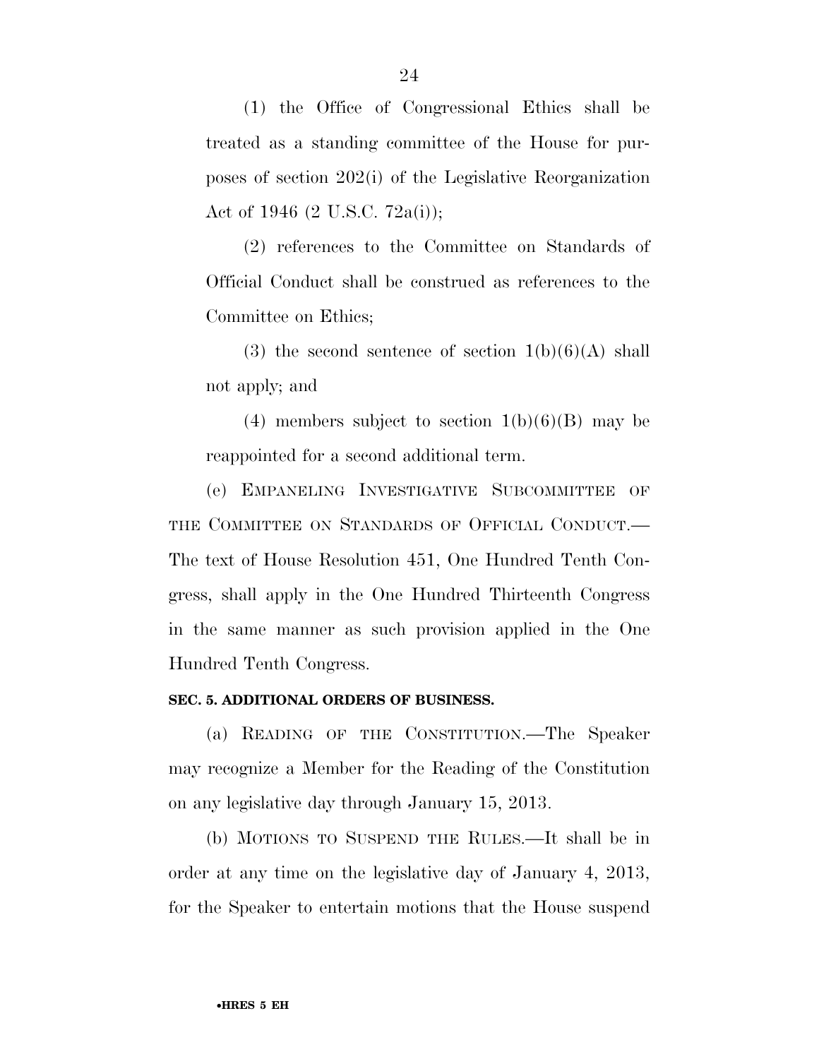(1) the Office of Congressional Ethics shall be treated as a standing committee of the House for purposes of section 202(i) of the Legislative Reorganization Act of 1946 (2 U.S.C. 72a(i));

(2) references to the Committee on Standards of Official Conduct shall be construed as references to the Committee on Ethics;

(3) the second sentence of section 1(b)(6)(A) shall not apply; and

(4) members subject to section 1(b)(6)(B) may be reappointed for a second additional term.

(e) EMPANELING INVESTIGATIVE SUBCOMMITTEE OF THE COMMITTEE ON STANDARDS OF OFFICIAL CONDUCT.—The text of House Resolution 451, One Hundred Tenth Congress, shall apply in the One Hundred Thirteenth Congress in the same manner as such provision applied in the One Hundred Tenth Congress.

**SEC. 5. ADDITIONAL ORDERS OF BUSINESS.**

(a) READING OF THE CONSTITUTION.—The Speaker may recognize a Member for the Reading of the Constitution on any legislative day through January 15, 2013.

(b) MOTIONS TO SUSPEND THE RULES.—It shall be in order at any time on the legislative day of January 4, 2013, for the Speaker to entertain motions that the House suspend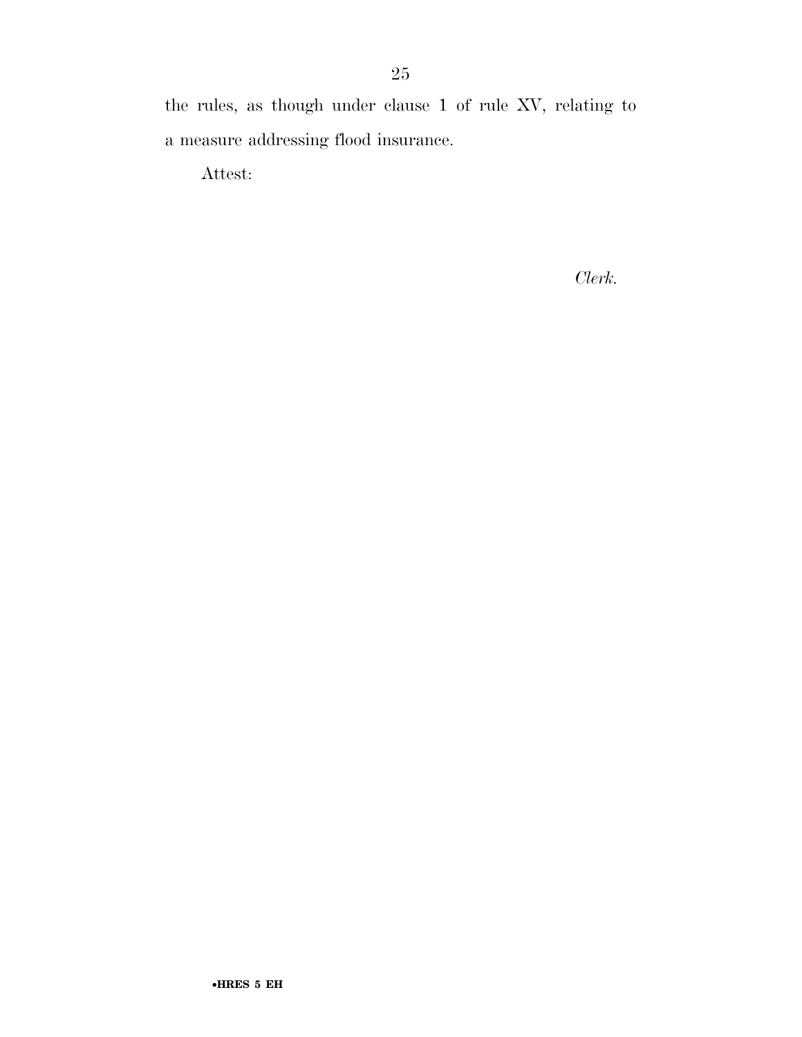the rules, as though under clause 1 of rule XV, relating to a measure addressing flood insurance.

Attest:

*Clerk.*